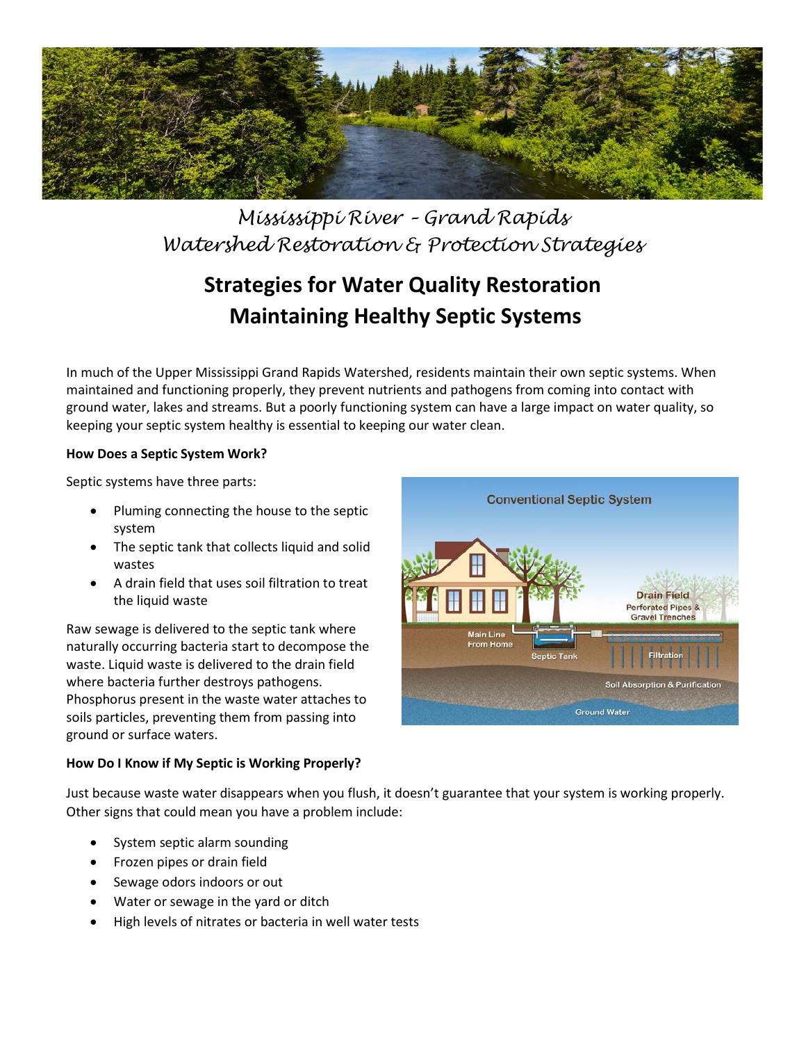*Mississippi River – Grand Rapids*
*Watershed Restoration & Protection Strategies*

# Strategies for Water Quality Restoration
# Maintaining Healthy Septic Systems

In much of the Upper Mississippi Grand Rapids Watershed, residents maintain their own septic systems. When maintained and functioning properly, they prevent nutrients and pathogens from coming into contact with ground water, lakes and streams. But a poorly functioning system can have a large impact on water quality, so keeping your septic system healthy is essential to keeping our water clean.

**How Does a Septic System Work?**

Septic systems have three parts:

- Puming connecting the house to the septic system
- The septic tank that collects liquid and solid wastes
- A drain field that uses soil filtration to treat the liquid waste

Raw sewage is delivered to the septic tank where naturally occurring bacteria start to decompose the waste. Liquid waste is delivered to the drain field where bacteria further destroys pathogens. Phosphorus present in the waste water attaches to soils particles, preventing them from passing into ground or surface waters.

**How Do I Know if My Septic is Working Properly?**

Just because waste water disappears when you flush, it doesn't guarantee that your system is working properly. Other signs that could mean you have a problem include:

- System septic alarm sounding
- Frozen pipes or drain field
- Sewage odors indoors or out
- Water or sewage in the yard or ditch
- High levels of nitrates or bacteria in well water tests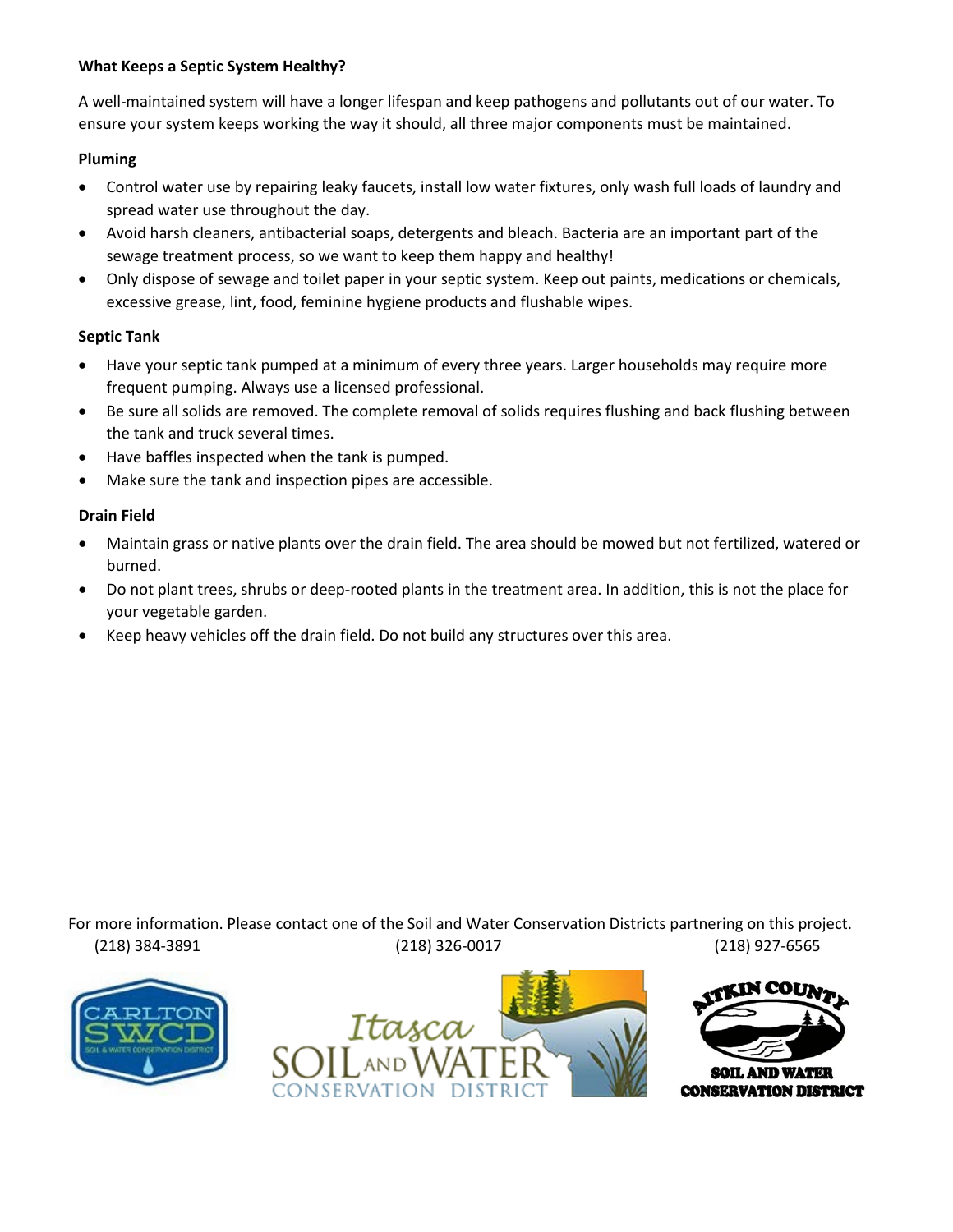**What Keeps a Septic System Healthy?**

A well-maintained system will have a longer lifespan and keep pathogens and pollutants out of our water. To ensure your system keeps working the way it should, all three major components must be maintained.

**Pluming**

- Control water use by repairing leaky faucets, install low water fixtures, only wash full loads of laundry and spread water use throughout the day.
- Avoid harsh cleaners, antibacterial soaps, detergents and bleach. Bacteria are an important part of the sewage treatment process, so we want to keep them happy and healthy!
- Only dispose of sewage and toilet paper in your septic system. Keep out paints, medications or chemicals, excessive grease, lint, food, feminine hygiene products and flushable wipes.

**Septic Tank**

- Have your septic tank pumped at a minimum of every three years. Larger households may require more frequent pumping. Always use a licensed professional.
- Be sure all solids are removed. The complete removal of solids requires flushing and back flushing between the tank and truck several times.
- Have baffles inspected when the tank is pumped.
- Make sure the tank and inspection pipes are accessible.

**Drain Field**

- Maintain grass or native plants over the drain field. The area should be mowed but not fertilized, watered or burned.
- Do not plant trees, shrubs or deep-rooted plants in the treatment area. In addition, this is not the place for your vegetable garden.
- Keep heavy vehicles off the drain field. Do not build any structures over this area.

For more information. Please contact one of the Soil and Water Conservation Districts partnering on this project.

(218) 384-3891 (218) 326-0017 (218) 927-6565

CARLTON SWCD SOIL & WATER CONSERVATION DISTRICT

Itasca SOIL AND WATER CONSERVATION DISTRICT

AITKIN COUNTY SOIL AND WATER CONSERVATION DISTRICT